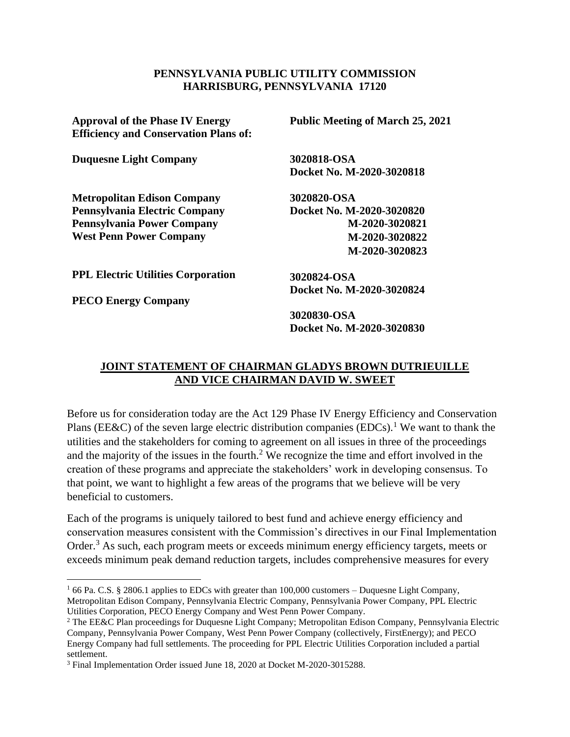**PENNSYLVANIA PUBLIC UTILITY COMMISSION**
**HARRISBURG, PENNSYLVANIA 17120**

| | |
|---|---|
| **Approval of the Phase IV Energy Efficiency and Conservation Plans of:** | **Public Meeting of March 25, 2021** |
| **Duquesne Light Company** | **3020818-OSA**<br>**Docket No. M-2020-3020818** |
| **Metropolitan Edison Company**<br>**Pennsylvania Electric Company**<br>**Pennsylvania Power Company**<br>**West Penn Power Company** | **3020820-OSA**<br>**Docket No. M-2020-3020820**<br>**M-2020-3020821**<br>**M-2020-3020822**<br>**M-2020-3020823** |
| **PPL Electric Utilities Corporation** | **3020824-OSA**<br>**Docket No. M-2020-3020824** |
| **PECO Energy Company** | **3020830-OSA**<br>**Docket No. M-2020-3020830** |

## JOINT STATEMENT OF CHAIRMAN GLADYS BROWN DUTRIEUILLE AND VICE CHAIRMAN DAVID W. SWEET

Before us for consideration today are the Act 129 Phase IV Energy Efficiency and Conservation Plans (EE&C) of the seven large electric distribution companies (EDCs).[1] We want to thank the utilities and the stakeholders for coming to agreement on all issues in three of the proceedings and the majority of the issues in the fourth.[2] We recognize the time and effort involved in the creation of these programs and appreciate the stakeholders' work in developing consensus. To that point, we want to highlight a few areas of the programs that we believe will be very beneficial to customers.

Each of the programs is uniquely tailored to best fund and achieve energy efficiency and conservation measures consistent with the Commission's directives in our Final Implementation Order.[3] As such, each program meets or exceeds minimum energy efficiency targets, meets or exceeds minimum peak demand reduction targets, includes comprehensive measures for every

---

[1] 66 Pa. C.S. § 2806.1 applies to EDCs with greater than 100,000 customers – Duquesne Light Company, Metropolitan Edison Company, Pennsylvania Electric Company, Pennsylvania Power Company, PPL Electric Utilities Corporation, PECO Energy Company and West Penn Power Company.

[2] The EE&C Plan proceedings for Duquesne Light Company; Metropolitan Edison Company, Pennsylvania Electric Company, Pennsylvania Power Company, West Penn Power Company (collectively, FirstEnergy); and PECO Energy Company had full settlements. The proceeding for PPL Electric Utilities Corporation included a partial settlement.

[3] Final Implementation Order issued June 18, 2020 at Docket M-2020-3015288.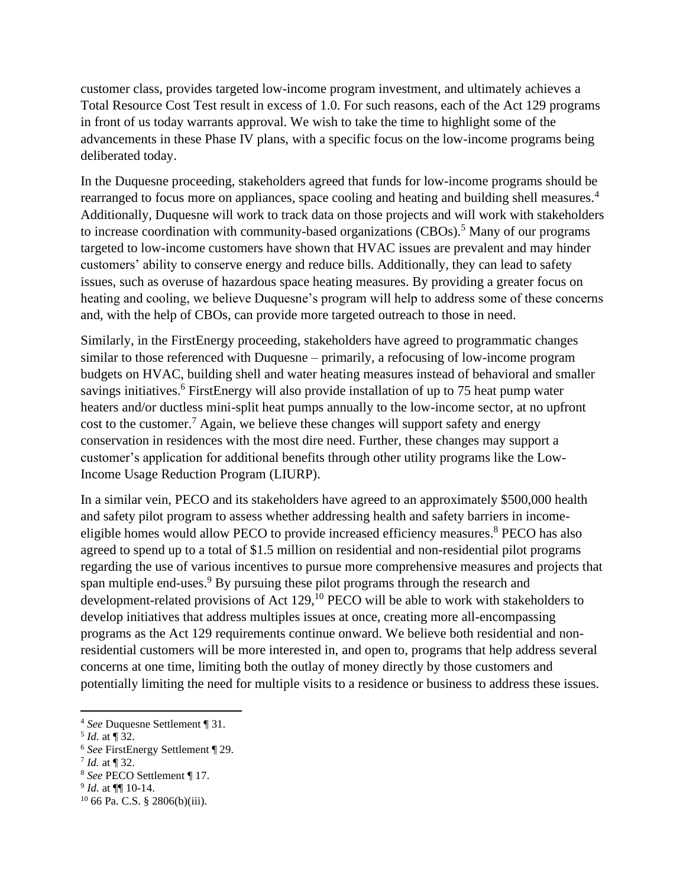customer class, provides targeted low-income program investment, and ultimately achieves a Total Resource Cost Test result in excess of 1.0. For such reasons, each of the Act 129 programs in front of us today warrants approval. We wish to take the time to highlight some of the advancements in these Phase IV plans, with a specific focus on the low-income programs being deliberated today.

In the Duquesne proceeding, stakeholders agreed that funds for low-income programs should be rearranged to focus more on appliances, space cooling and heating and building shell measures.[4] Additionally, Duquesne will work to track data on those projects and will work with stakeholders to increase coordination with community-based organizations (CBOs).[5] Many of our programs targeted to low-income customers have shown that HVAC issues are prevalent and may hinder customers' ability to conserve energy and reduce bills. Additionally, they can lead to safety issues, such as overuse of hazardous space heating measures. By providing a greater focus on heating and cooling, we believe Duquesne's program will help to address some of these concerns and, with the help of CBOs, can provide more targeted outreach to those in need.

Similarly, in the FirstEnergy proceeding, stakeholders have agreed to programmatic changes similar to those referenced with Duquesne – primarily, a refocusing of low-income program budgets on HVAC, building shell and water heating measures instead of behavioral and smaller savings initiatives.[6] FirstEnergy will also provide installation of up to 75 heat pump water heaters and/or ductless mini-split heat pumps annually to the low-income sector, at no upfront cost to the customer.[7] Again, we believe these changes will support safety and energy conservation in residences with the most dire need. Further, these changes may support a customer's application for additional benefits through other utility programs like the Low-Income Usage Reduction Program (LIURP).

In a similar vein, PECO and its stakeholders have agreed to an approximately $500,000 health and safety pilot program to assess whether addressing health and safety barriers in income-eligible homes would allow PECO to provide increased efficiency measures.[8] PECO has also agreed to spend up to a total of $1.5 million on residential and non-residential pilot programs regarding the use of various incentives to pursue more comprehensive measures and projects that span multiple end-uses.[9] By pursuing these pilot programs through the research and development-related provisions of Act 129,[10] PECO will be able to work with stakeholders to develop initiatives that address multiples issues at once, creating more all-encompassing programs as the Act 129 requirements continue onward. We believe both residential and non-residential customers will be more interested in, and open to, programs that help address several concerns at one time, limiting both the outlay of money directly by those customers and potentially limiting the need for multiple visits to a residence or business to address these issues.

---

[4] *See* Duquesne Settlement ¶ 31.

[5] *Id.* at ¶ 32.

[6] *See* FirstEnergy Settlement ¶ 29.

[7] *Id.* at ¶ 32.

[8] *See* PECO Settlement ¶ 17.

[9] *Id.* at ¶¶ 10-14.

[10] 66 Pa. C.S. § 2806(b)(iii).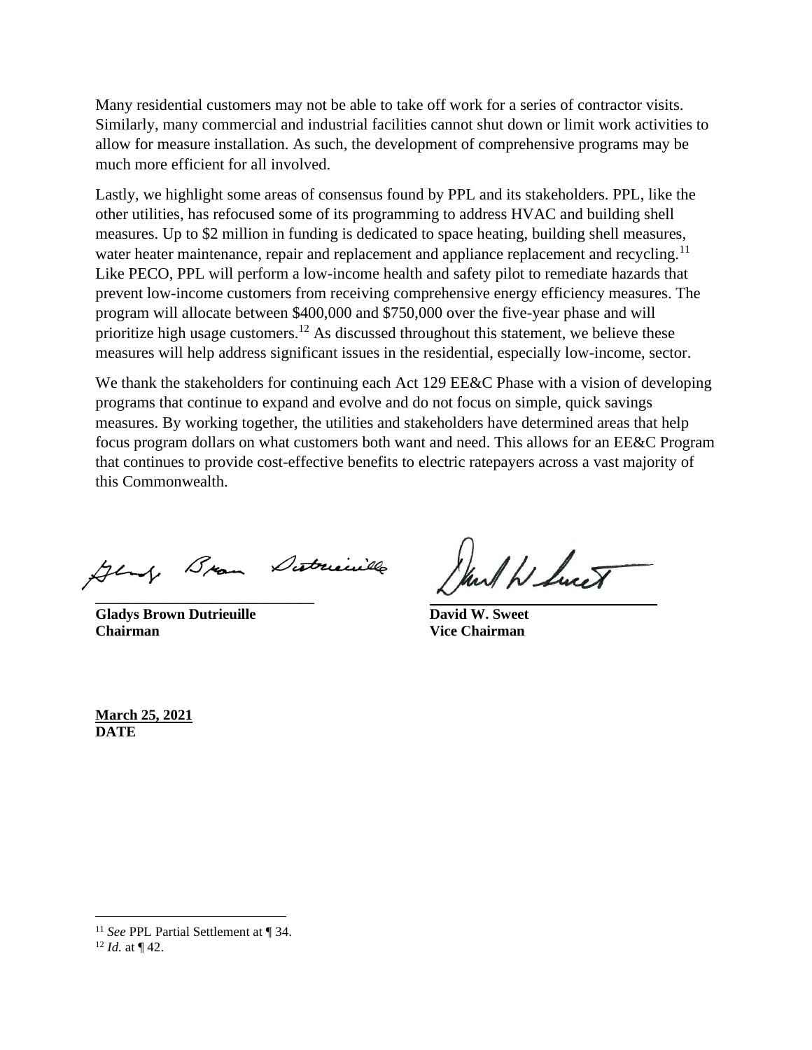Many residential customers may not be able to take off work for a series of contractor visits. Similarly, many commercial and industrial facilities cannot shut down or limit work activities to allow for measure installation. As such, the development of comprehensive programs may be much more efficient for all involved.

Lastly, we highlight some areas of consensus found by PPL and its stakeholders. PPL, like the other utilities, has refocused some of its programming to address HVAC and building shell measures. Up to $2 million in funding is dedicated to space heating, building shell measures, water heater maintenance, repair and replacement and appliance replacement and recycling.[11] Like PECO, PPL will perform a low-income health and safety pilot to remediate hazards that prevent low-income customers from receiving comprehensive energy efficiency measures. The program will allocate between $400,000 and $750,000 over the five-year phase and will prioritize high usage customers.[12] As discussed throughout this statement, we believe these measures will help address significant issues in the residential, especially low-income, sector.

We thank the stakeholders for continuing each Act 129 EE&C Phase with a vision of developing programs that continue to expand and evolve and do not focus on simple, quick savings measures. By working together, the utilities and stakeholders have determined areas that help focus program dollars on what customers both want and need. This allows for an EE&C Program that continues to provide cost-effective benefits to electric ratepayers across a vast majority of this Commonwealth.

| | |
|---|---|
| **Gladys Brown Dutrieuille** | **David W. Sweet** |
| **Chairman** | **Vice Chairman** |

**March 25, 2021**
**DATE**

---

[11] *See* PPL Partial Settlement at ¶ 34.

[12] *Id.* at ¶ 42.